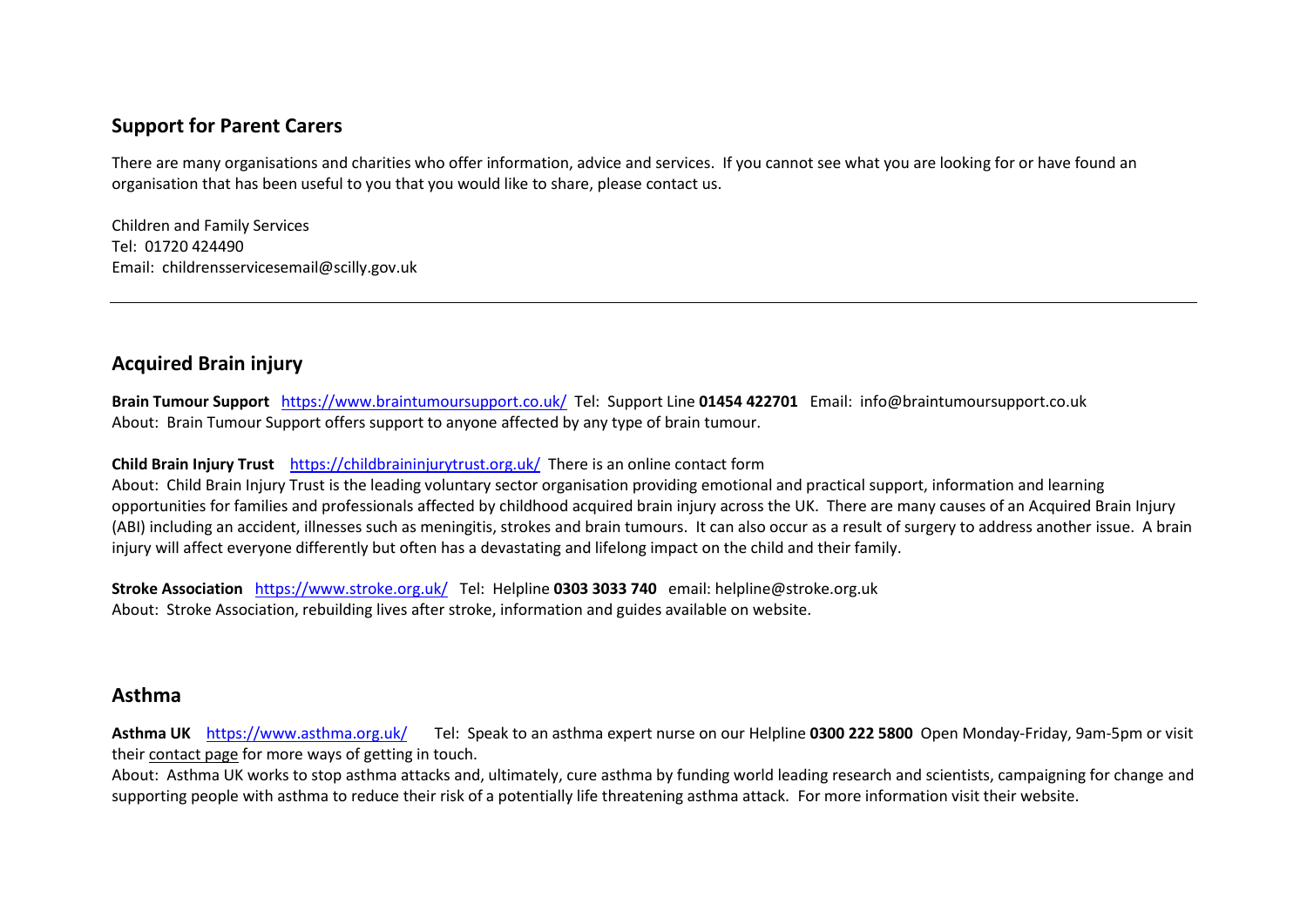## Support for Parent Carers

There are many organisations and charities who offer information, advice and services. If you cannot see what you are looking for or have found an organisation that has been useful to you that you would like to share, please contact us.

Children and Family Services
Tel: 01720 424490
Email: childrensservicesemail@scilly.gov.uk

---

## Acquired Brain injury

**Brain Tumour Support** [https://www.braintumoursupport.co.uk/](https://www.braintumoursupport.co.uk/) Tel: Support Line **01454 422701** Email: info@braintumoursupport.co.uk
About: Brain Tumour Support offers support to anyone affected by any type of brain tumour.

**Child Brain Injury Trust** [https://childbraininjurytrust.org.uk/](https://childbraininjurytrust.org.uk/) There is an online contact form
About: Child Brain Injury Trust is the leading voluntary sector organisation providing emotional and practical support, information and learning opportunities for families and professionals affected by childhood acquired brain injury across the UK. There are many causes of an Acquired Brain Injury (ABI) including an accident, illnesses such as meningitis, strokes and brain tumours. It can also occur as a result of surgery to address another issue. A brain injury will affect everyone differently but often has a devastating and lifelong impact on the child and their family.

**Stroke Association** [https://www.stroke.org.uk/](https://www.stroke.org.uk/) Tel: Helpline **0303 3033 740** email: helpline@stroke.org.uk
About: Stroke Association, rebuilding lives after stroke, information and guides available on website.

## Asthma

**Asthma UK** [https://www.asthma.org.uk/](https://www.asthma.org.uk/) Tel: Speak to an asthma expert nurse on our Helpline **0300 222 5800** Open Monday-Friday, 9am-5pm or visit their contact page for more ways of getting in touch.
About: Asthma UK works to stop asthma attacks and, ultimately, cure asthma by funding world leading research and scientists, campaigning for change and supporting people with asthma to reduce their risk of a potentially life threatening asthma attack. For more information visit their website.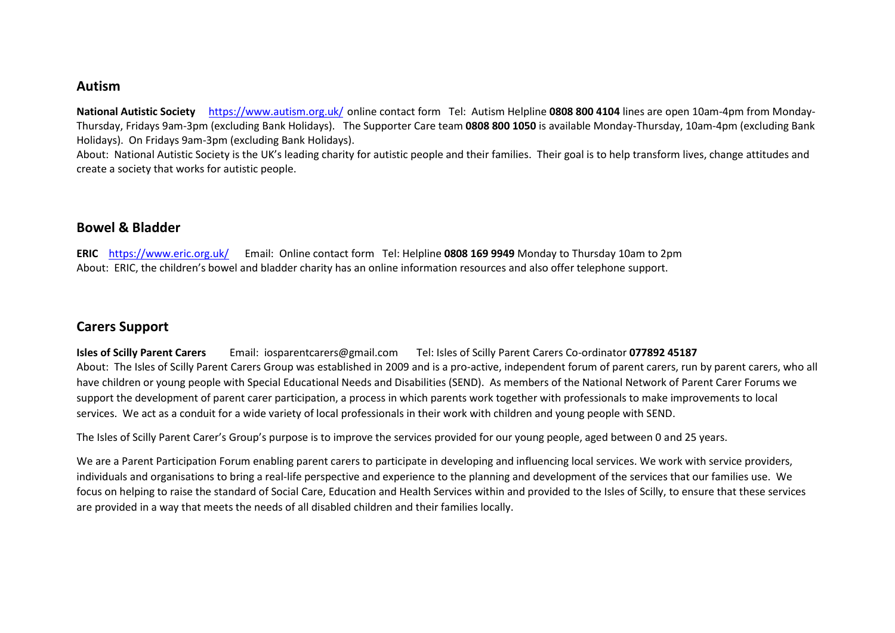## Autism

**National Autistic Society** https://www.autism.org.uk/ online contact form Tel: Autism Helpline **0808 800 4104** lines are open 10am-4pm from Monday-Thursday, Fridays 9am-3pm (excluding Bank Holidays). The Supporter Care team **0808 800 1050** is available Monday-Thursday, 10am-4pm (excluding Bank Holidays). On Fridays 9am-3pm (excluding Bank Holidays).
About: National Autistic Society is the UK's leading charity for autistic people and their families. Their goal is to help transform lives, change attitudes and create a society that works for autistic people.

## Bowel & Bladder

**ERIC** https://www.eric.org.uk/ Email: Online contact form Tel: Helpline **0808 169 9949** Monday to Thursday 10am to 2pm
About: ERIC, the children's bowel and bladder charity has an online information resources and also offer telephone support.

## Carers Support

**Isles of Scilly Parent Carers** Email: iosparentcarers@gmail.com Tel: Isles of Scilly Parent Carers Co-ordinator **077892 45187**
About: The Isles of Scilly Parent Carers Group was established in 2009 and is a pro-active, independent forum of parent carers, run by parent carers, who all have children or young people with Special Educational Needs and Disabilities (SEND). As members of the National Network of Parent Carer Forums we support the development of parent carer participation, a process in which parents work together with professionals to make improvements to local services. We act as a conduit for a wide variety of local professionals in their work with children and young people with SEND.

The Isles of Scilly Parent Carer's Group's purpose is to improve the services provided for our young people, aged between 0 and 25 years.

We are a Parent Participation Forum enabling parent carers to participate in developing and influencing local services. We work with service providers, individuals and organisations to bring a real-life perspective and experience to the planning and development of the services that our families use. We focus on helping to raise the standard of Social Care, Education and Health Services within and provided to the Isles of Scilly, to ensure that these services are provided in a way that meets the needs of all disabled children and their families locally.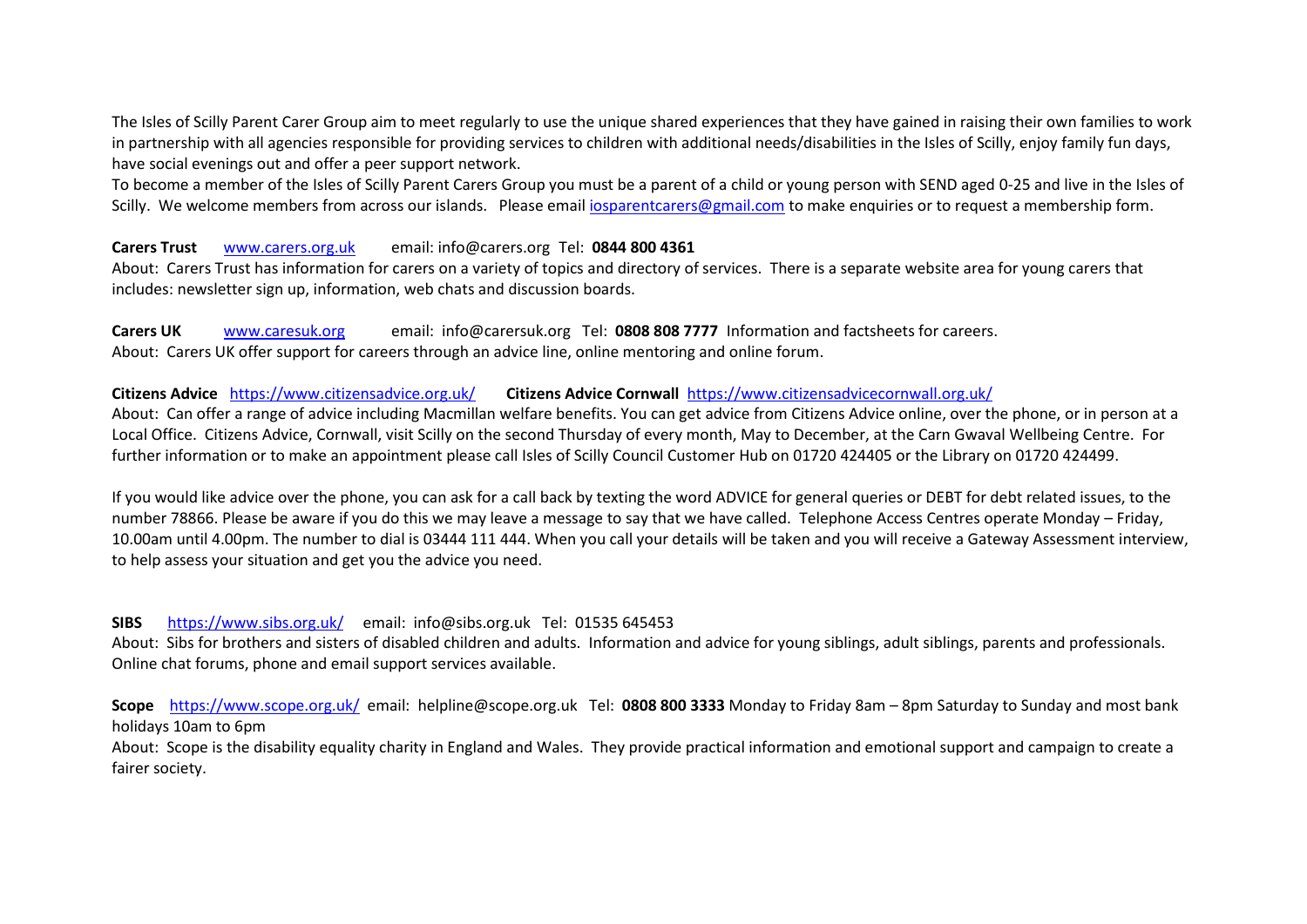The Isles of Scilly Parent Carer Group aim to meet regularly to use the unique shared experiences that they have gained in raising their own families to work in partnership with all agencies responsible for providing services to children with additional needs/disabilities in the Isles of Scilly, enjoy family fun days, have social evenings out and offer a peer support network.

To become a member of the Isles of Scilly Parent Carers Group you must be a parent of a child or young person with SEND aged 0-25 and live in the Isles of Scilly. We welcome members from across our islands. Please email [iosparentcarers@gmail.com](mailto:iosparentcarers@gmail.com) to make enquiries or to request a membership form.

**Carers Trust** [www.carers.org.uk](http://www.carers.org.uk) email: info@carers.org Tel: **0844 800 4361**

About: Carers Trust has information for carers on a variety of topics and directory of services. There is a separate website area for young carers that includes: newsletter sign up, information, web chats and discussion boards.

**Carers UK** [www.caresuk.org](http://www.caresuk.org) email: info@carersuk.org Tel: **0808 808 7777** Information and factsheets for careers.

About: Carers UK offer support for careers through an advice line, online mentoring and online forum.

**Citizens Advice** [https://www.citizensadvice.org.uk/](https://www.citizensadvice.org.uk/) **Citizens Advice Cornwall** [https://www.citizensadvicecornwall.org.uk/](https://www.citizensadvicecornwall.org.uk/)

About: Can offer a range of advice including Macmillan welfare benefits. You can get advice from Citizens Advice online, over the phone, or in person at a Local Office. Citizens Advice, Cornwall, visit Scilly on the second Thursday of every month, May to December, at the Carn Gwaval Wellbeing Centre. For further information or to make an appointment please call Isles of Scilly Council Customer Hub on 01720 424405 or the Library on 01720 424499.

If you would like advice over the phone, you can ask for a call back by texting the word ADVICE for general queries or DEBT for debt related issues, to the number 78866. Please be aware if you do this we may leave a message to say that we have called. Telephone Access Centres operate Monday – Friday, 10.00am until 4.00pm. The number to dial is 03444 111 444. When you call your details will be taken and you will receive a Gateway Assessment interview, to help assess your situation and get you the advice you need.

**SIBS** [https://www.sibs.org.uk/](https://www.sibs.org.uk/) email: info@sibs.org.uk Tel: 01535 645453

About: Sibs for brothers and sisters of disabled children and adults. Information and advice for young siblings, adult siblings, parents and professionals. Online chat forums, phone and email support services available.

**Scope** [https://www.scope.org.uk/](https://www.scope.org.uk/) email: helpline@scope.org.uk Tel: **0808 800 3333** Monday to Friday 8am – 8pm Saturday to Sunday and most bank holidays 10am to 6pm

About: Scope is the disability equality charity in England and Wales. They provide practical information and emotional support and campaign to create a fairer society.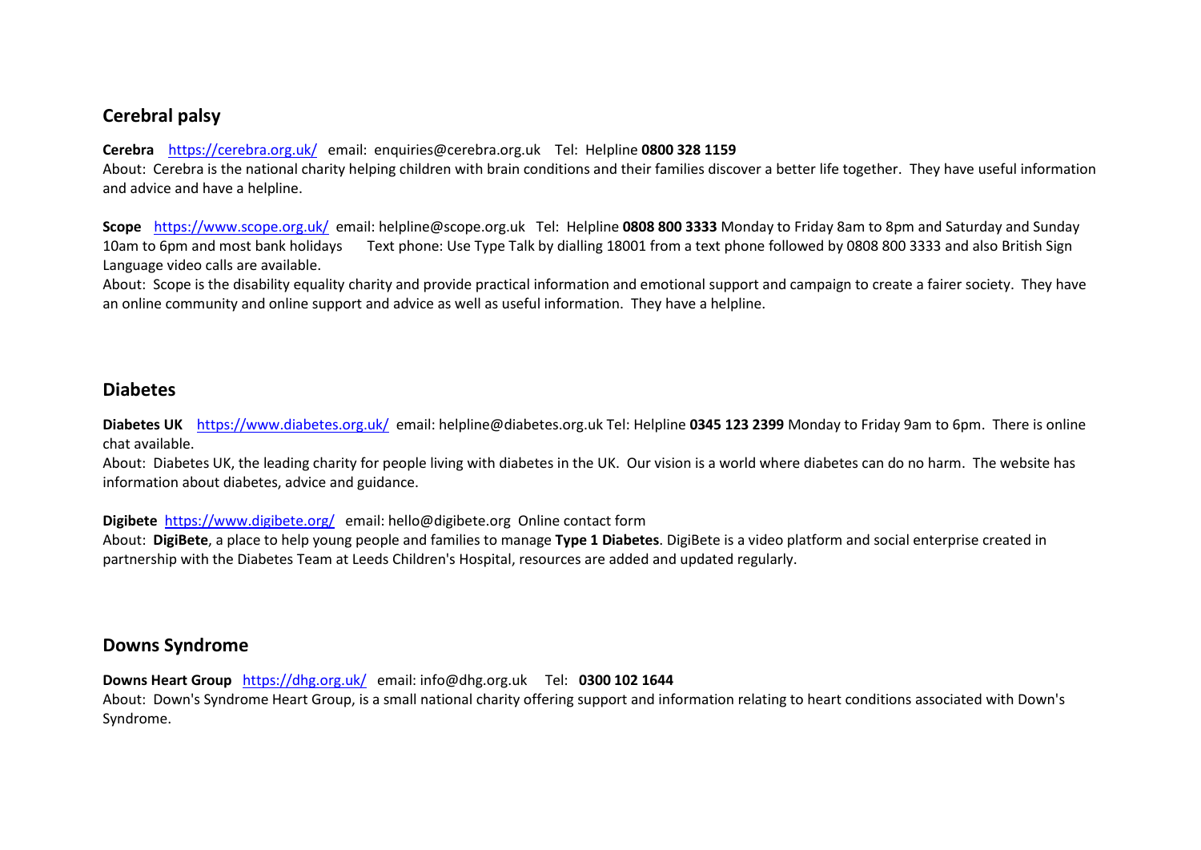## Cerebral palsy

**Cerebra** https://cerebra.org.uk/ email: enquiries@cerebra.org.uk Tel: Helpline **0800 328 1159**
About: Cerebra is the national charity helping children with brain conditions and their families discover a better life together. They have useful information and advice and have a helpline.

**Scope** https://www.scope.org.uk/ email: helpline@scope.org.uk Tel: Helpline **0808 800 3333** Monday to Friday 8am to 8pm and Saturday and Sunday 10am to 6pm and most bank holidays Text phone: Use Type Talk by dialling 18001 from a text phone followed by 0808 800 3333 and also British Sign Language video calls are available.
About: Scope is the disability equality charity and provide practical information and emotional support and campaign to create a fairer society. They have an online community and online support and advice as well as useful information. They have a helpline.

## Diabetes

**Diabetes UK** https://www.diabetes.org.uk/ email: helpline@diabetes.org.uk Tel: Helpline **0345 123 2399** Monday to Friday 9am to 6pm. There is online chat available.
About: Diabetes UK, the leading charity for people living with diabetes in the UK. Our vision is a world where diabetes can do no harm. The website has information about diabetes, advice and guidance.

**Digibete** https://www.digibete.org/ email: hello@digibete.org Online contact form
About: **DigiBete**, a place to help young people and families to manage **Type 1 Diabetes**. DigiBete is a video platform and social enterprise created in partnership with the Diabetes Team at Leeds Children's Hospital, resources are added and updated regularly.

## Downs Syndrome

**Downs Heart Group** https://dhg.org.uk/ email: info@dhg.org.uk Tel: **0300 102 1644**
About: Down's Syndrome Heart Group, is a small national charity offering support and information relating to heart conditions associated with Down's Syndrome.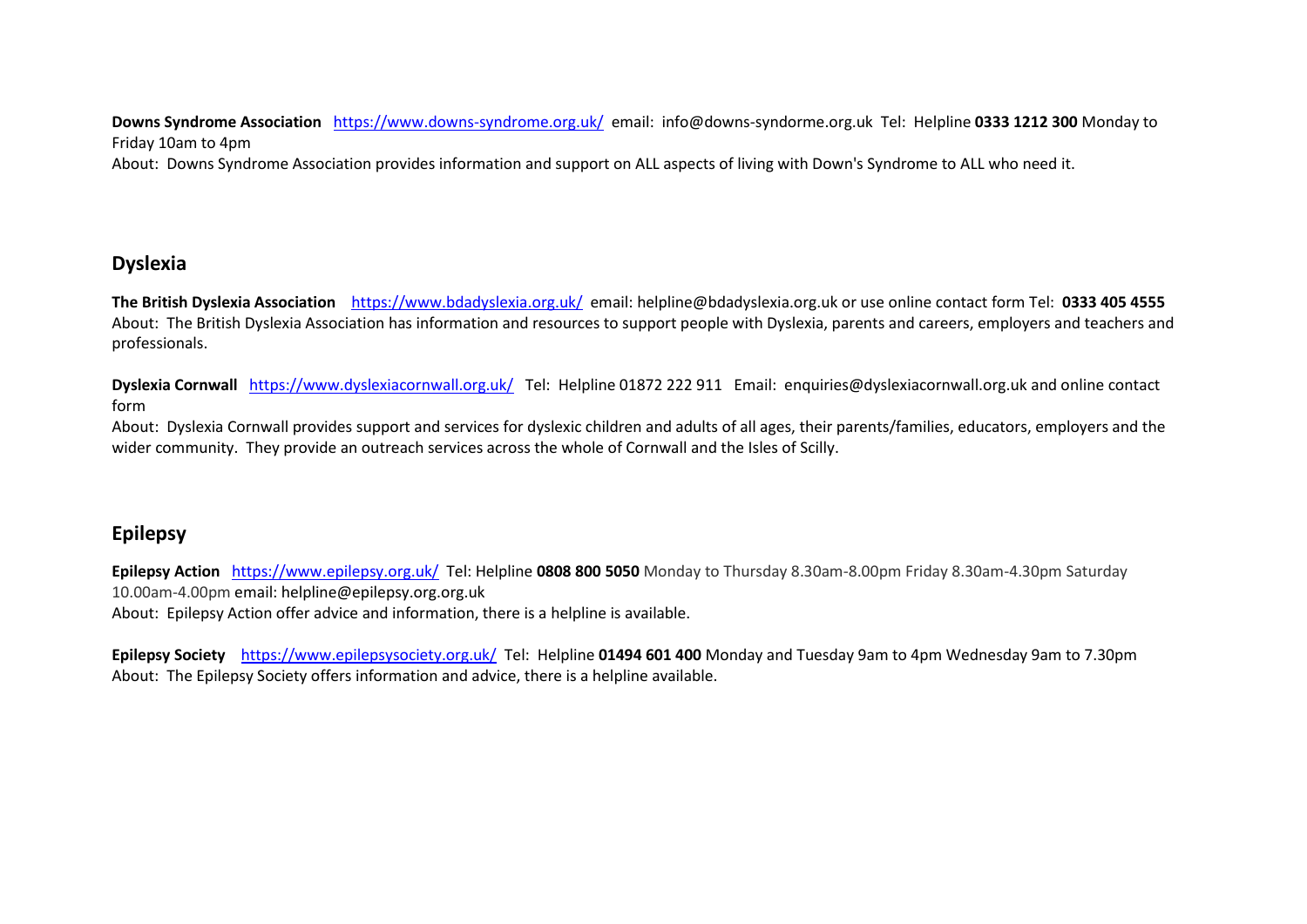**Downs Syndrome Association** https://www.downs-syndrome.org.uk/ email: info@downs-syndorme.org.uk Tel: Helpline **0333 1212 300** Monday to Friday 10am to 4pm
About: Downs Syndrome Association provides information and support on ALL aspects of living with Down's Syndrome to ALL who need it.

## Dyslexia

**The British Dyslexia Association** https://www.bdadyslexia.org.uk/ email: helpline@bdadyslexia.org.uk or use online contact form Tel: **0333 405 4555**
About: The British Dyslexia Association has information and resources to support people with Dyslexia, parents and careers, employers and teachers and professionals.

**Dyslexia Cornwall** https://www.dyslexiacornwall.org.uk/ Tel: Helpline 01872 222 911 Email: enquiries@dyslexiacornwall.org.uk and online contact form
About: Dyslexia Cornwall provides support and services for dyslexic children and adults of all ages, their parents/families, educators, employers and the wider community. They provide an outreach services across the whole of Cornwall and the Isles of Scilly.

## Epilepsy

**Epilepsy Action** https://www.epilepsy.org.uk/ Tel: Helpline **0808 800 5050** Monday to Thursday 8.30am-8.00pm Friday 8.30am-4.30pm Saturday 10.00am-4.00pm email: helpline@epilepsy.org.org.uk
About: Epilepsy Action offer advice and information, there is a helpline is available.

**Epilepsy Society** https://www.epilepsysociety.org.uk/ Tel: Helpline **01494 601 400** Monday and Tuesday 9am to 4pm Wednesday 9am to 7.30pm
About: The Epilepsy Society offers information and advice, there is a helpline available.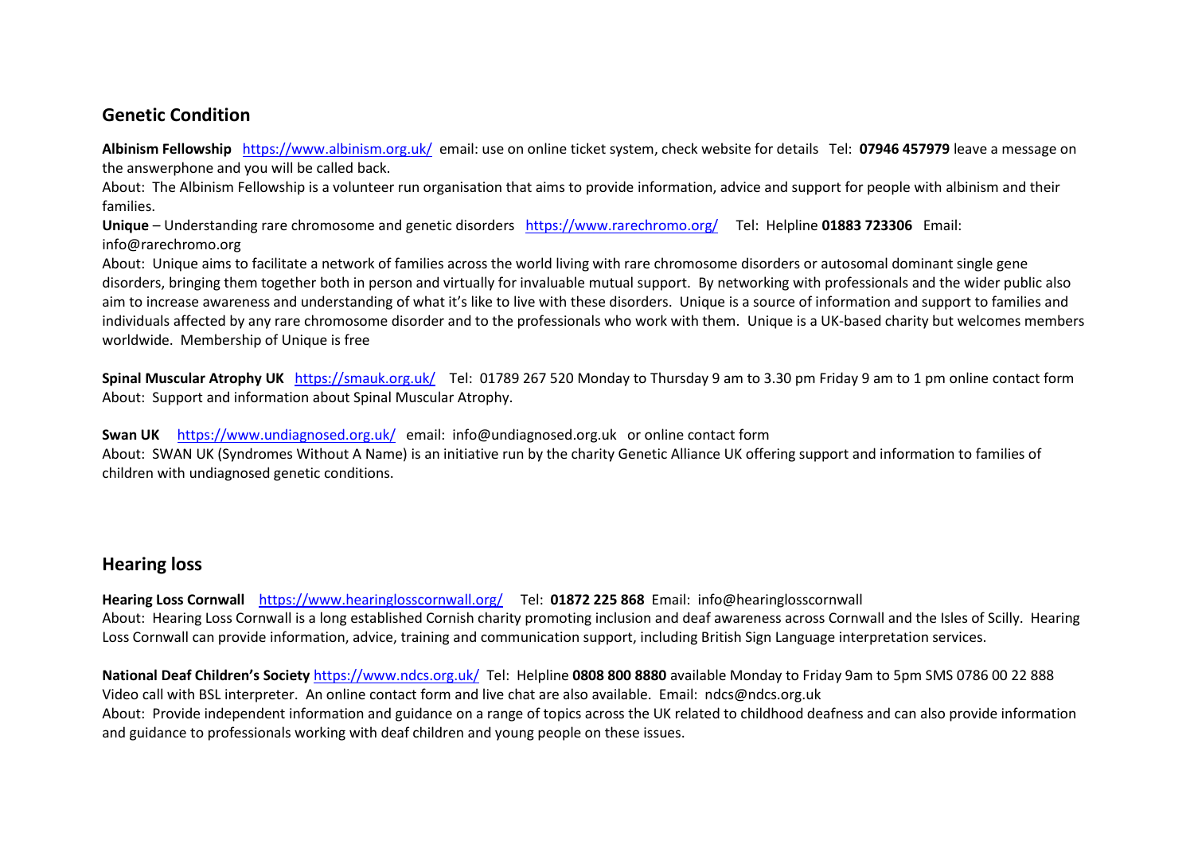## Genetic Condition

**Albinism Fellowship** https://www.albinism.org.uk/ email: use on online ticket system, check website for details Tel: **07946 457979** leave a message on the answerphone and you will be called back.

About: The Albinism Fellowship is a volunteer run organisation that aims to provide information, advice and support for people with albinism and their families.

**Unique** – Understanding rare chromosome and genetic disorders https://www.rarechromo.org/ Tel: Helpline **01883 723306** Email: info@rarechromo.org

About: Unique aims to facilitate a network of families across the world living with rare chromosome disorders or autosomal dominant single gene disorders, bringing them together both in person and virtually for invaluable mutual support. By networking with professionals and the wider public also aim to increase awareness and understanding of what it's like to live with these disorders. Unique is a source of information and support to families and individuals affected by any rare chromosome disorder and to the professionals who work with them. Unique is a UK-based charity but welcomes members worldwide. Membership of Unique is free

**Spinal Muscular Atrophy UK** https://smauk.org.uk/ Tel: 01789 267 520 Monday to Thursday 9 am to 3.30 pm Friday 9 am to 1 pm online contact form

About: Support and information about Spinal Muscular Atrophy.

**Swan UK** https://www.undiagnosed.org.uk/ email: info@undiagnosed.org.uk or online contact form

About: SWAN UK (Syndromes Without A Name) is an initiative run by the charity Genetic Alliance UK offering support and information to families of children with undiagnosed genetic conditions.

## Hearing loss

**Hearing Loss Cornwall** https://www.hearinglosscornwall.org/ Tel: **01872 225 868** Email: info@hearinglosscornwall

About: Hearing Loss Cornwall is a long established Cornish charity promoting inclusion and deaf awareness across Cornwall and the Isles of Scilly. Hearing Loss Cornwall can provide information, advice, training and communication support, including British Sign Language interpretation services.

**National Deaf Children's Society** https://www.ndcs.org.uk/ Tel: Helpline **0808 800 8880** available Monday to Friday 9am to 5pm SMS 0786 00 22 888 Video call with BSL interpreter. An online contact form and live chat are also available. Email: ndcs@ndcs.org.uk

About: Provide independent information and guidance on a range of topics across the UK related to childhood deafness and can also provide information and guidance to professionals working with deaf children and young people on these issues.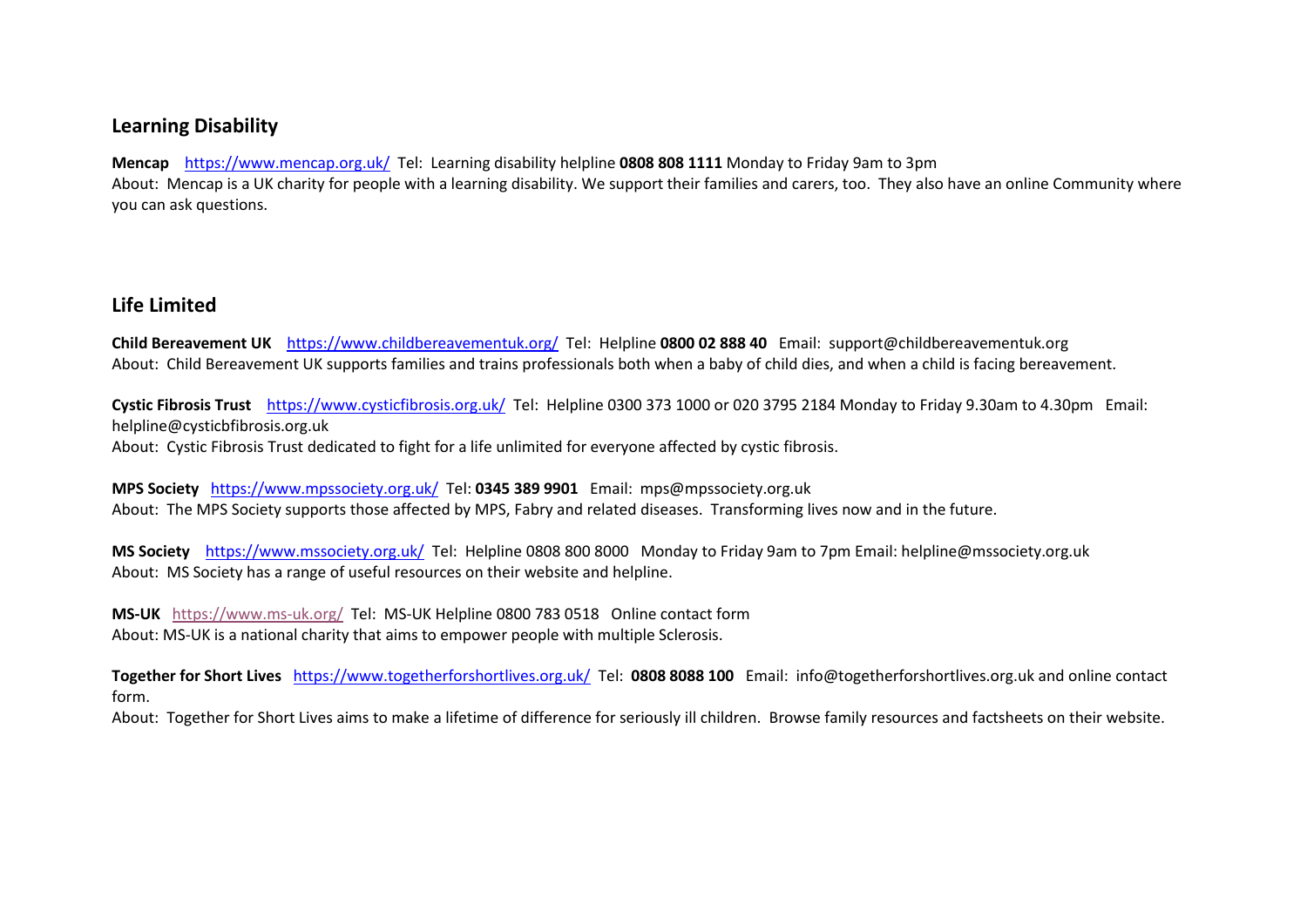## Learning Disability

**Mencap** https://www.mencap.org.uk/ Tel: Learning disability helpline **0808 808 1111** Monday to Friday 9am to 3pm
About: Mencap is a UK charity for people with a learning disability. We support their families and carers, too. They also have an online Community where you can ask questions.

## Life Limited

**Child Bereavement UK** https://www.childbereavementuk.org/ Tel: Helpline **0800 02 888 40** Email: support@childbereavementuk.org
About: Child Bereavement UK supports families and trains professionals both when a baby of child dies, and when a child is facing bereavement.

**Cystic Fibrosis Trust** https://www.cysticfibrosis.org.uk/ Tel: Helpline 0300 373 1000 or 020 3795 2184 Monday to Friday 9.30am to 4.30pm Email: helpline@cysticbfibrosis.org.uk
About: Cystic Fibrosis Trust dedicated to fight for a life unlimited for everyone affected by cystic fibrosis.

**MPS Society** https://www.mpssociety.org.uk/ Tel: **0345 389 9901** Email: mps@mpssociety.org.uk
About: The MPS Society supports those affected by MPS, Fabry and related diseases. Transforming lives now and in the future.

**MS Society** https://www.mssociety.org.uk/ Tel: Helpline 0808 800 8000 Monday to Friday 9am to 7pm Email: helpline@mssociety.org.uk
About: MS Society has a range of useful resources on their website and helpline.

**MS-UK** https://www.ms-uk.org/ Tel: MS-UK Helpline 0800 783 0518 Online contact form
About: MS-UK is a national charity that aims to empower people with multiple Sclerosis.

**Together for Short Lives** https://www.togetherforshortlives.org.uk/ Tel: **0808 8088 100** Email: info@togetherforshortlives.org.uk and online contact form.
About: Together for Short Lives aims to make a lifetime of difference for seriously ill children. Browse family resources and factsheets on their website.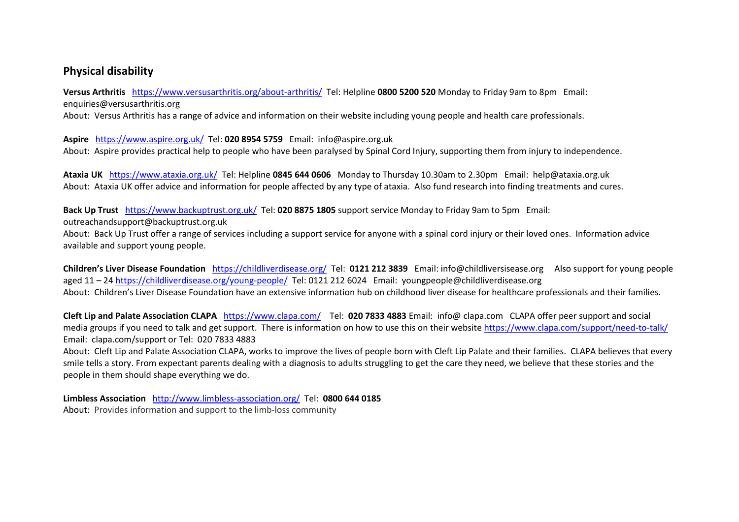## Physical disability

**Versus Arthritis** https://www.versusarthritis.org/about-arthritis/ Tel: Helpline **0800 5200 520** Monday to Friday 9am to 8pm Email: enquiries@versusarthritis.org
About: Versus Arthritis has a range of advice and information on their website including young people and health care professionals.

**Aspire** https://www.aspire.org.uk/ Tel: **020 8954 5759** Email: info@aspire.org.uk
About: Aspire provides practical help to people who have been paralysed by Spinal Cord Injury, supporting them from injury to independence.

**Ataxia UK** https://www.ataxia.org.uk/ Tel: Helpline **0845 644 0606** Monday to Thursday 10.30am to 2.30pm Email: help@ataxia.org.uk
About: Ataxia UK offer advice and information for people affected by any type of ataxia. Also fund research into finding treatments and cures.

**Back Up Trust** https://www.backuptrust.org.uk/ Tel: **020 8875 1805** support service Monday to Friday 9am to 5pm Email: outreachandsupport@backuptrust.org.uk
About: Back Up Trust offer a range of services including a support service for anyone with a spinal cord injury or their loved ones. Information advice available and support young people.

**Children's Liver Disease Foundation** https://childliverdisease.org/ Tel: **0121 212 3839** Email: info@childliversisease.org Also support for young people aged 11 – 24 https://childliverdisease.org/young-people/ Tel: 0121 212 6024 Email: youngpeople@childliverdisease.org
About: Children's Liver Disease Foundation have an extensive information hub on childhood liver disease for healthcare professionals and their families.

**Cleft Lip and Palate Association CLAPA** https://www.clapa.com/ Tel: **020 7833 4883** Email: info@ clapa.com CLAPA offer peer support and social media groups if you need to talk and get support. There is information on how to use this on their website https://www.clapa.com/support/need-to-talk/ Email: clapa.com/support or Tel: 020 7833 4883
About: Cleft Lip and Palate Association CLAPA, works to improve the lives of people born with Cleft Lip Palate and their families. CLAPA believes that every smile tells a story. From expectant parents dealing with a diagnosis to adults struggling to get the care they need, we believe that these stories and the people in them should shape everything we do.

**Limbless Association** http://www.limbless-association.org/ Tel: **0800 644 0185**
About: Provides information and support to the limb-loss community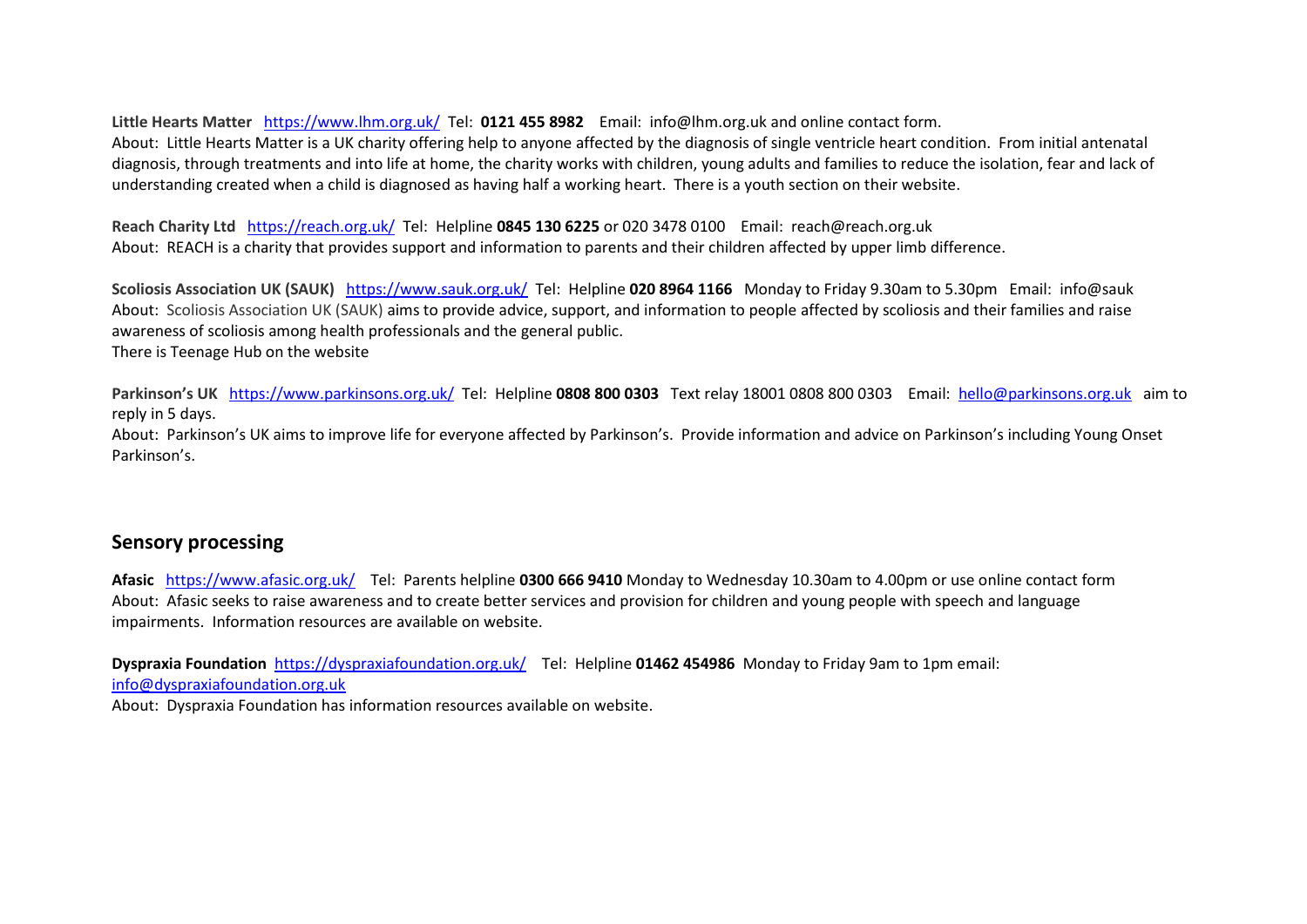**Little Hearts Matter** https://www.lhm.org.uk/ Tel: **0121 455 8982** Email: info@lhm.org.uk and online contact form.
About: Little Hearts Matter is a UK charity offering help to anyone affected by the diagnosis of single ventricle heart condition. From initial antenatal diagnosis, through treatments and into life at home, the charity works with children, young adults and families to reduce the isolation, fear and lack of understanding created when a child is diagnosed as having half a working heart. There is a youth section on their website.

**Reach Charity Ltd** https://reach.org.uk/ Tel: Helpline **0845 130 6225** or 020 3478 0100 Email: reach@reach.org.uk
About: REACH is a charity that provides support and information to parents and their children affected by upper limb difference.

**Scoliosis Association UK (SAUK)** https://www.sauk.org.uk/ Tel: Helpline **020 8964 1166** Monday to Friday 9.30am to 5.30pm Email: info@sauk
About: Scoliosis Association UK (SAUK) aims to provide advice, support, and information to people affected by scoliosis and their families and raise awareness of scoliosis among health professionals and the general public.
There is Teenage Hub on the website

**Parkinson's UK** https://www.parkinsons.org.uk/ Tel: Helpline **0808 800 0303** Text relay 18001 0808 800 0303 Email: hello@parkinsons.org.uk aim to reply in 5 days.
About: Parkinson's UK aims to improve life for everyone affected by Parkinson's. Provide information and advice on Parkinson's including Young Onset Parkinson's.

## Sensory processing

**Afasic** https://www.afasic.org.uk/ Tel: Parents helpline **0300 666 9410** Monday to Wednesday 10.30am to 4.00pm or use online contact form
About: Afasic seeks to raise awareness and to create better services and provision for children and young people with speech and language impairments. Information resources are available on website.

**Dyspraxia Foundation** https://dyspraxiafoundation.org.uk/ Tel: Helpline **01462 454986** Monday to Friday 9am to 1pm email: info@dyspraxiafoundation.org.uk
About: Dyspraxia Foundation has information resources available on website.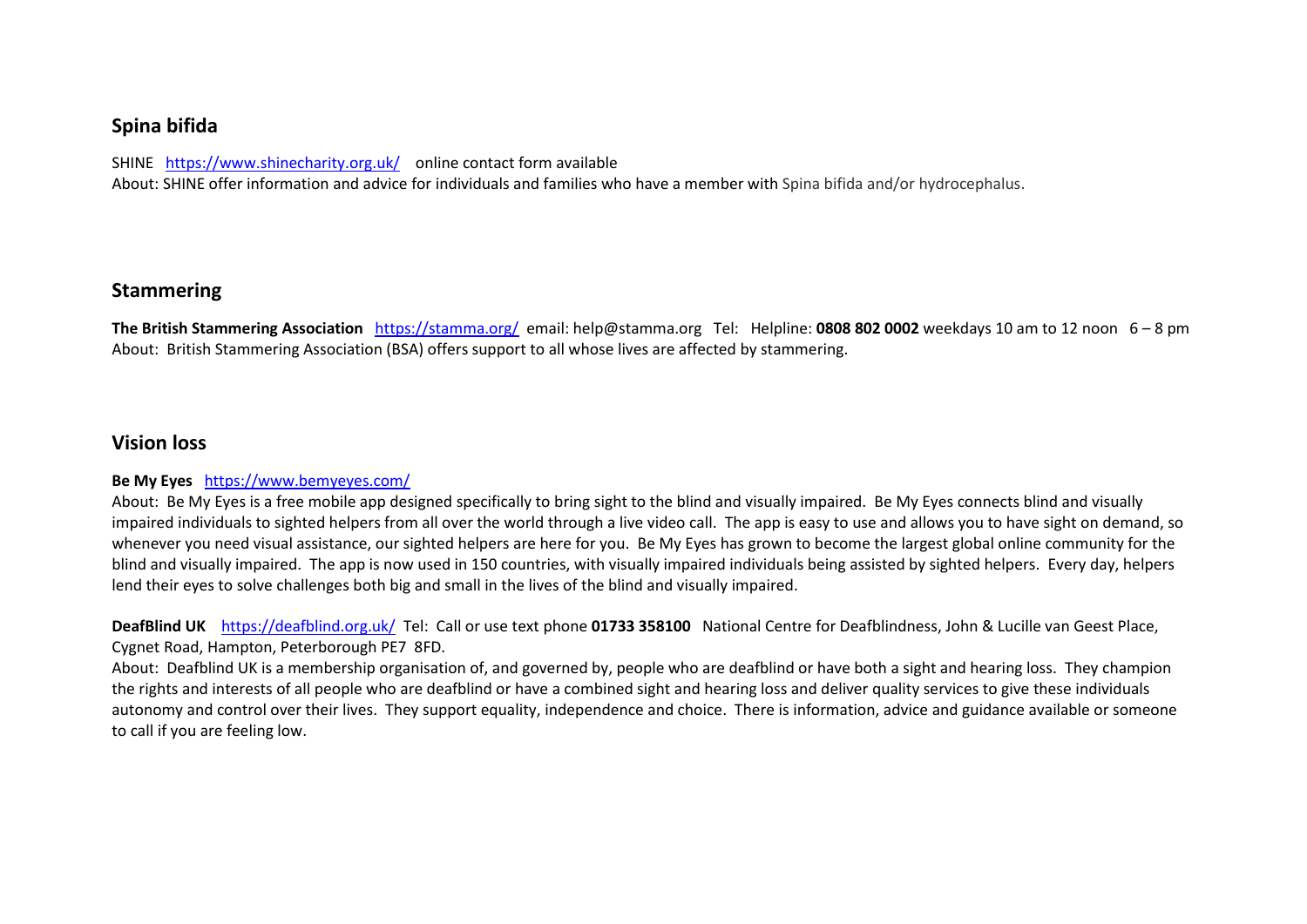## Spina bifida

SHINE https://www.shinecharity.org.uk/ online contact form available
About: SHINE offer information and advice for individuals and families who have a member with Spina bifida and/or hydrocephalus.

## Stammering

**The British Stammering Association** https://stamma.org/ email: help@stamma.org Tel: Helpline: **0808 802 0002** weekdays 10 am to 12 noon 6 – 8 pm
About: British Stammering Association (BSA) offers support to all whose lives are affected by stammering.

## Vision loss

**Be My Eyes** https://www.bemyeyes.com/
About: Be My Eyes is a free mobile app designed specifically to bring sight to the blind and visually impaired. Be My Eyes connects blind and visually impaired individuals to sighted helpers from all over the world through a live video call. The app is easy to use and allows you to have sight on demand, so whenever you need visual assistance, our sighted helpers are here for you. Be My Eyes has grown to become the largest global online community for the blind and visually impaired. The app is now used in 150 countries, with visually impaired individuals being assisted by sighted helpers. Every day, helpers lend their eyes to solve challenges both big and small in the lives of the blind and visually impaired.

**DeafBlind UK** https://deafblind.org.uk/ Tel: Call or use text phone **01733 358100** National Centre for Deafblindness, John & Lucille van Geest Place, Cygnet Road, Hampton, Peterborough PE7 8FD.
About: Deafblind UK is a membership organisation of, and governed by, people who are deafblind or have both a sight and hearing loss. They champion the rights and interests of all people who are deafblind or have a combined sight and hearing loss and deliver quality services to give these individuals autonomy and control over their lives. They support equality, independence and choice. There is information, advice and guidance available or someone to call if you are feeling low.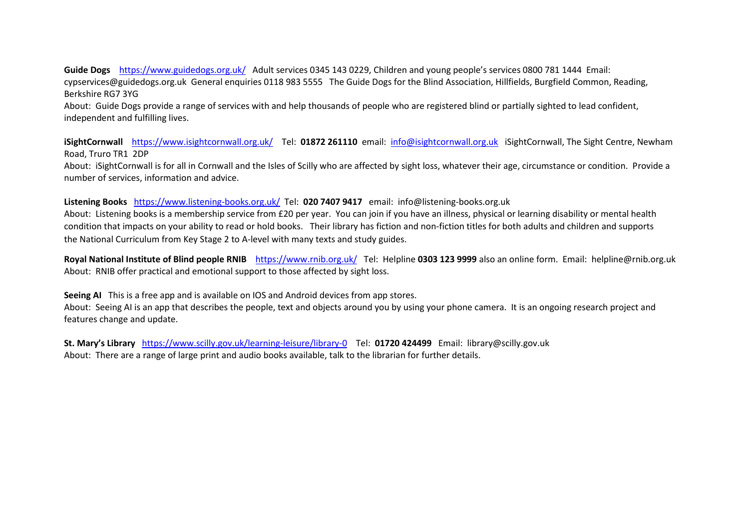**Guide Dogs** https://www.guidedogs.org.uk/ Adult services 0345 143 0229, Children and young people's services 0800 781 1444 Email: cypservices@guidedogs.org.uk General enquiries 0118 983 5555 The Guide Dogs for the Blind Association, Hillfields, Burgfield Common, Reading, Berkshire RG7 3YG

About: Guide Dogs provide a range of services with and help thousands of people who are registered blind or partially sighted to lead confident, independent and fulfilling lives.

**iSightCornwall** https://www.isightcornwall.org.uk/ Tel: **01872 261110** email: info@isightcornwall.org.uk iSightCornwall, The Sight Centre, Newham Road, Truro TR1 2DP

About: iSightCornwall is for all in Cornwall and the Isles of Scilly who are affected by sight loss, whatever their age, circumstance or condition. Provide a number of services, information and advice.

**Listening Books** https://www.listening-books.org.uk/ Tel: **020 7407 9417** email: info@listening-books.org.uk

About: Listening books is a membership service from £20 per year. You can join if you have an illness, physical or learning disability or mental health condition that impacts on your ability to read or hold books. Their library has fiction and non-fiction titles for both adults and children and supports the National Curriculum from Key Stage 2 to A-level with many texts and study guides.

**Royal National Institute of Blind people RNIB** https://www.rnib.org.uk/ Tel: Helpline **0303 123 9999** also an online form. Email: helpline@rnib.org.uk

About: RNIB offer practical and emotional support to those affected by sight loss.

**Seeing AI** This is a free app and is available on IOS and Android devices from app stores.

About: Seeing AI is an app that describes the people, text and objects around you by using your phone camera. It is an ongoing research project and features change and update.

**St. Mary's Library** https://www.scilly.gov.uk/learning-leisure/library-0 Tel: **01720 424499** Email: library@scilly.gov.uk

About: There are a range of large print and audio books available, talk to the librarian for further details.